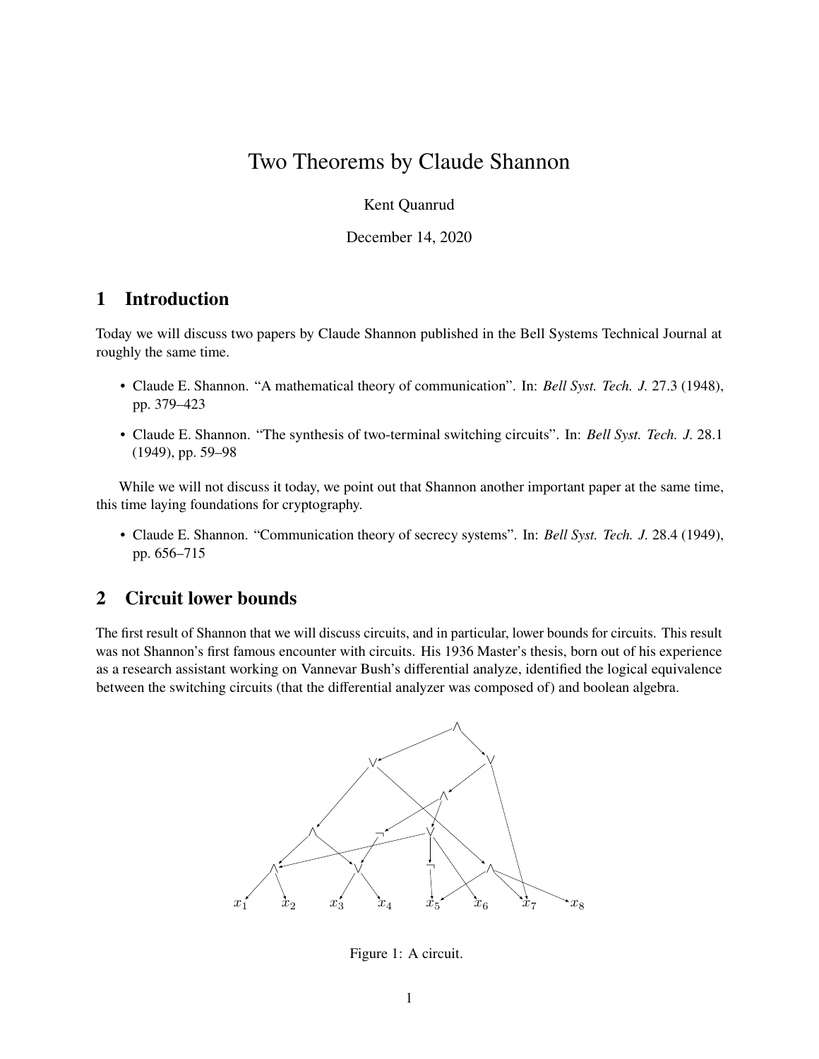# Two Theorems by Claude Shannon

Kent Quanrud

December 14, 2020

## 1 Introduction

Today we will discuss two papers by Claude Shannon published in the Bell Systems Technical Journal at roughly the same time.

- Claude E. Shannon. "A mathematical theory of communication". In: *Bell Syst. Tech. J.* 27.3 (1948), pp. 379–423
- Claude E. Shannon. "The synthesis of two-terminal switching circuits". In: *Bell Syst. Tech. J.* 28.1 (1949), pp. 59–98

While we will not discuss it today, we point out that Shannon another important paper at the same time, this time laying foundations for cryptography.

- Claude E. Shannon. "Communication theory of secrecy systems". In: *Bell Syst. Tech. J.* 28.4 (1949), pp. 656–715

## 2 Circuit lower bounds

The first result of Shannon that we will discuss circuits, and in particular, lower bounds for circuits. This result was not Shannon's first famous encounter with circuits. His 1936 Master's thesis, born out of his experience as a research assistant working on Vannevar Bush's differential analyze, identified the logical equivalence between the switching circuits (that the differential analyzer was composed of) and boolean algebra.

Figure 1: A circuit.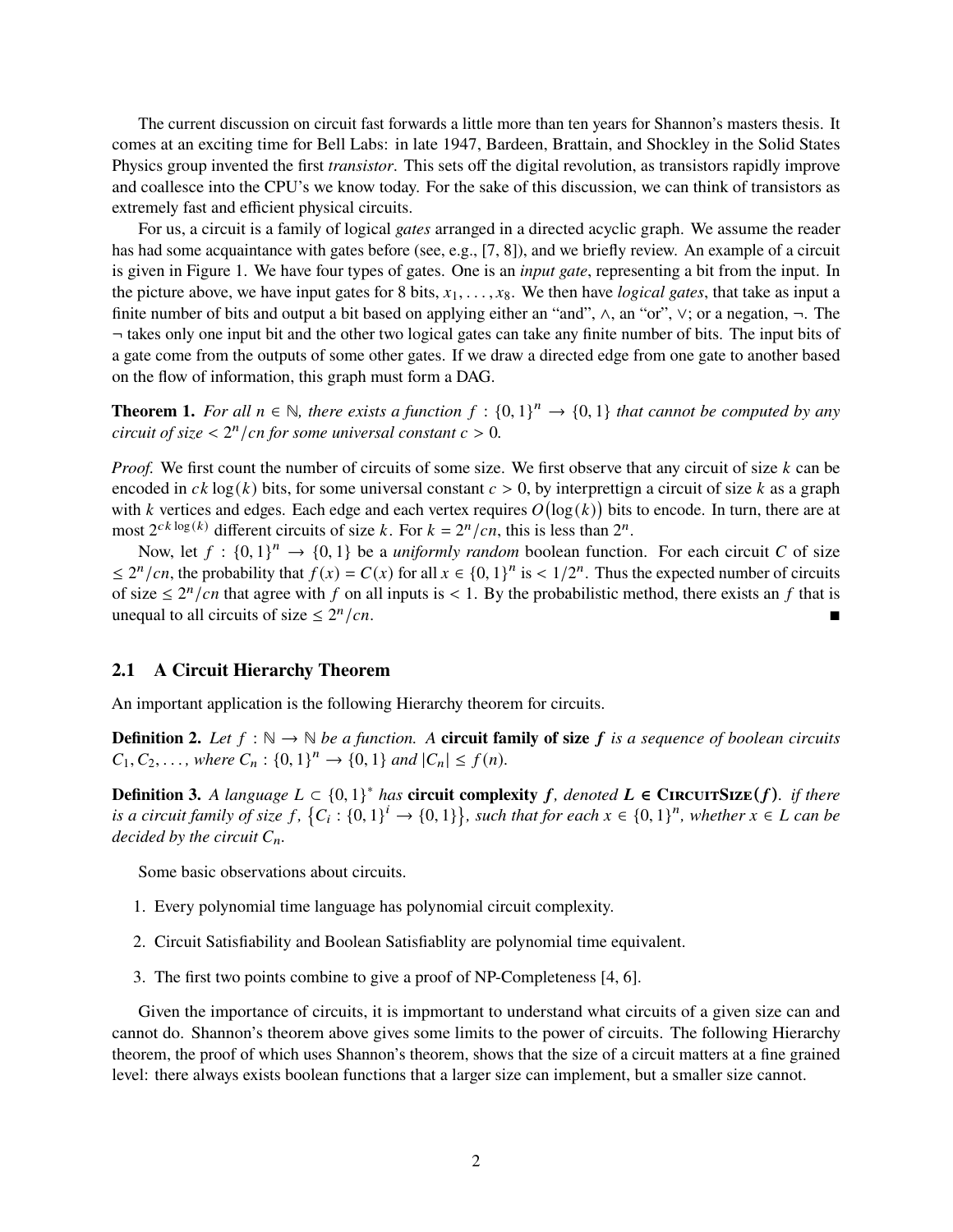The current discussion on circuit fast forwards a little more than ten years for Shannon's masters thesis. It comes at an exciting time for Bell Labs: in late 1947, Bardeen, Brattain, and Shockley in the Solid States Physics group invented the first *transistor*. This sets off the digital revolution, as transistors rapidly improve and coallesce into the CPU's we know today. For the sake of this discussion, we can think of transistors as extremely fast and efficient physical circuits.

For us, a circuit is a family of logical *gates* arranged in a directed acyclic graph. We assume the reader has had some acquaintance with gates before (see, e.g., [7, 8]), and we briefly review. An example of a circuit is given in Figure 1. We have four types of gates. One is an *input gate*, representing a bit from the input. In the picture above, we have input gates for 8 bits, $x_1, \ldots, x_8$. We then have *logical gates*, that take as input a finite number of bits and output a bit based on applying either an "and", $\wedge$, an "or", $\vee$; or a negation, $\neg$. The $\neg$ takes only one input bit and the other two logical gates can take any finite number of bits. The input bits of a gate come from the outputs of some other gates. If we draw a directed edge from one gate to another based on the flow of information, this graph must form a DAG.

**Theorem 1.** *For all $n \in \mathbb{N}$, there exists a function $f : \{0,1\}^n \to \{0,1\}$ that cannot be computed by any circuit of size $< 2^n/cn$ for some universal constant $c > 0$.*

*Proof.* We first count the number of circuits of some size. We first observe that any circuit of size $k$ can be encoded in $ck\log(k)$ bits, for some universal constant $c > 0$, by interprettign a circuit of size $k$ as a graph with $k$ vertices and edges. Each edge and each vertex requires $O(\log(k))$ bits to encode. In turn, there are at most $2^{ck\log(k)}$ different circuits of size $k$. For $k = 2^n/cn$, this is less than $2^n$.

Now, let $f : \{0,1\}^n \to \{0,1\}$ be a *uniformly random* boolean function. For each circuit $C$ of size $\leq 2^n/cn$, the probability that $f(x) = C(x)$ for all $x \in \{0,1\}^n$ is $< 1/2^n$. Thus the expected number of circuits of size $\leq 2^n/cn$ that agree with $f$ on all inputs is $< 1$. By the probabilistic method, there exists an $f$ that is unequal to all circuits of size $\leq 2^n/cn$. ∎

## 2.1 A Circuit Hierarchy Theorem

An important application is the following Hierarchy theorem for circuits.

**Definition 2.** *Let $f : \mathbb{N} \to \mathbb{N}$ be a function. A* **circuit family of size $f$** *is a sequence of boolean circuits $C_1, C_2, \ldots,$ where $C_n : \{0,1\}^n \to \{0,1\}$ and $|C_n| \leq f(n)$.*

**Definition 3.** *A language $L \subset \{0,1\}^*$ has* **circuit complexity $f$**, *denoted* **$L \in$ CircuitSize($f$)**. *if there is a circuit family of size $f$, $\{C_i : \{0,1\}^i \to \{0,1\}\}$, such that for each $x \in \{0,1\}^n$, whether $x \in L$ can be decided by the circuit $C_n$.*

Some basic observations about circuits.

1. Every polynomial time language has polynomial circuit complexity.
2. Circuit Satisfiability and Boolean Satisfiablity are polynomial time equivalent.
3. The first two points combine to give a proof of NP-Completeness [4, 6].

Given the importance of circuits, it is impmortant to understand what circuits of a given size can and cannot do. Shannon's theorem above gives some limits to the power of circuits. The following Hierarchy theorem, the proof of which uses Shannon's theorem, shows that the size of a circuit matters at a fine grained level: there always exists boolean functions that a larger size can implement, but a smaller size cannot.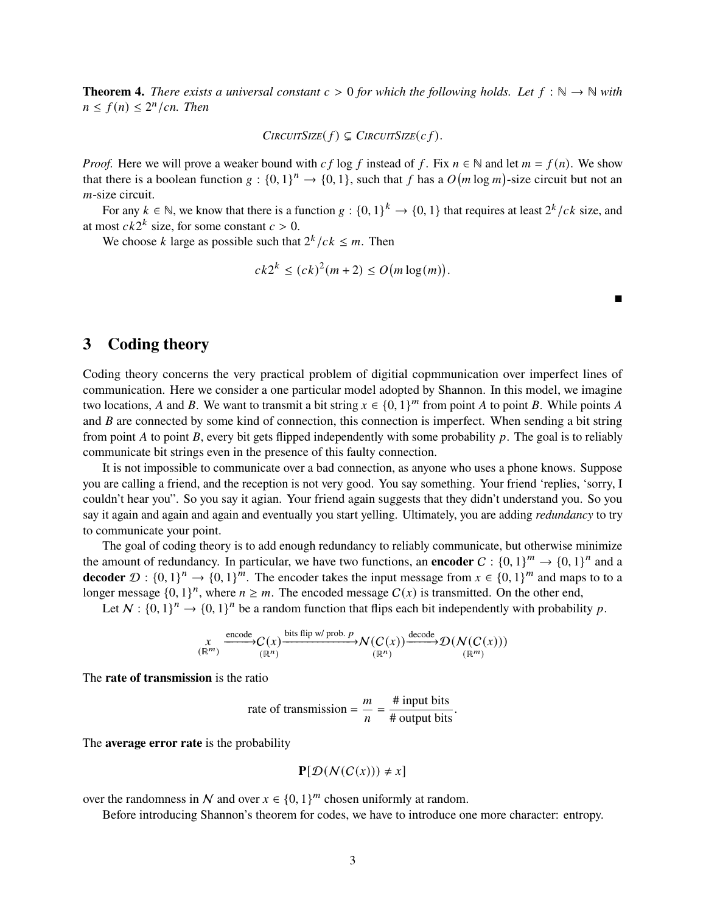**Theorem 4.** *There exists a universal constant $c > 0$ for which the following holds. Let $f : \mathbb{N} \to \mathbb{N}$ with $n \leq f(n) \leq 2^n/cn$. Then*

$$\textsc{CircuitSize}(f) \subsetneq \textsc{CircuitSize}(cf).$$

*Proof.* Here we will prove a weaker bound with $cf \log f$ instead of $f$. Fix $n \in \mathbb{N}$ and let $m = f(n)$. We show that there is a boolean function $g : \{0,1\}^n \to \{0,1\}$, such that $f$ has a $O(m \log m)$-size circuit but not an $m$-size circuit.

For any $k \in \mathbb{N}$, we know that there is a function $g : \{0,1\}^k \to \{0,1\}$ that requires at least $2^k/ck$ size, and at most $ck2^k$ size, for some constant $c > 0$.

We choose $k$ large as possible such that $2^k/ck \leq m$. Then

$$ck2^k \leq (ck)^2(m+2) \leq O(m \log(m)).$$

■

## 3 Coding theory

Coding theory concerns the very practical problem of digitial copmmunication over imperfect lines of communication. Here we consider a one particular model adopted by Shannon. In this model, we imagine two locations, $A$ and $B$. We want to transmit a bit string $x \in \{0,1\}^m$ from point $A$ to point $B$. While points $A$ and $B$ are connected by some kind of connection, this connection is imperfect. When sending a bit string from point $A$ to point $B$, every bit gets flipped independently with some probability $p$. The goal is to reliably communicate bit strings even in the presence of this faulty connection.

It is not impossible to communicate over a bad connection, as anyone who uses a phone knows. Suppose you are calling a friend, and the reception is not very good. You say something. Your friend 'replies, 'sorry, I couldn't hear you". So you say it agian. Your friend again suggests that they didn't understand you. So you say it again and again and again and eventually you start yelling. Ultimately, you are adding *redundancy* to try to communicate your point.

The goal of coding theory is to add enough redundancy to reliably communicate, but otherwise minimize the amount of redundancy. In particular, we have two functions, an **encoder** $\mathcal{C} : \{0,1\}^m \to \{0,1\}^n$ and a **decoder** $\mathcal{D} : \{0,1\}^n \to \{0,1\}^m$. The encoder takes the input message from $x \in \{0,1\}^m$ and maps to to a longer message $\{0,1\}^n$, where $n \geq m$. The encoded message $\mathcal{C}(x)$ is transmitted. On the other end,

Let $\mathcal{N} : \{0,1\}^n \to \{0,1\}^n$ be a random function that flips each bit independently with probability $p$.

$$\underset{(\mathbb{R}^m)}{x} \xrightarrow{\text{encode}} \underset{(\mathbb{R}^n)}{\mathcal{C}(x)} \xrightarrow{\text{bits flip w/ prob. } p} \underset{(\mathbb{R}^n)}{\mathcal{N}(\mathcal{C}(x))} \xrightarrow{\text{decode}} \underset{(\mathbb{R}^m)}{\mathcal{D}(\mathcal{N}(\mathcal{C}(x)))}$$

The **rate of transmission** is the ratio

$$\text{rate of transmission} = \frac{m}{n} = \frac{\text{\# input bits}}{\text{\# output bits}}.$$

The **average error rate** is the probability

$$\mathbf{P}[\mathcal{D}(\mathcal{N}(\mathcal{C}(x))) \neq x]$$

over the randomness in $\mathcal{N}$ and over $x \in \{0,1\}^m$ chosen uniformly at random.

Before introducing Shannon's theorem for codes, we have to introduce one more character: entropy.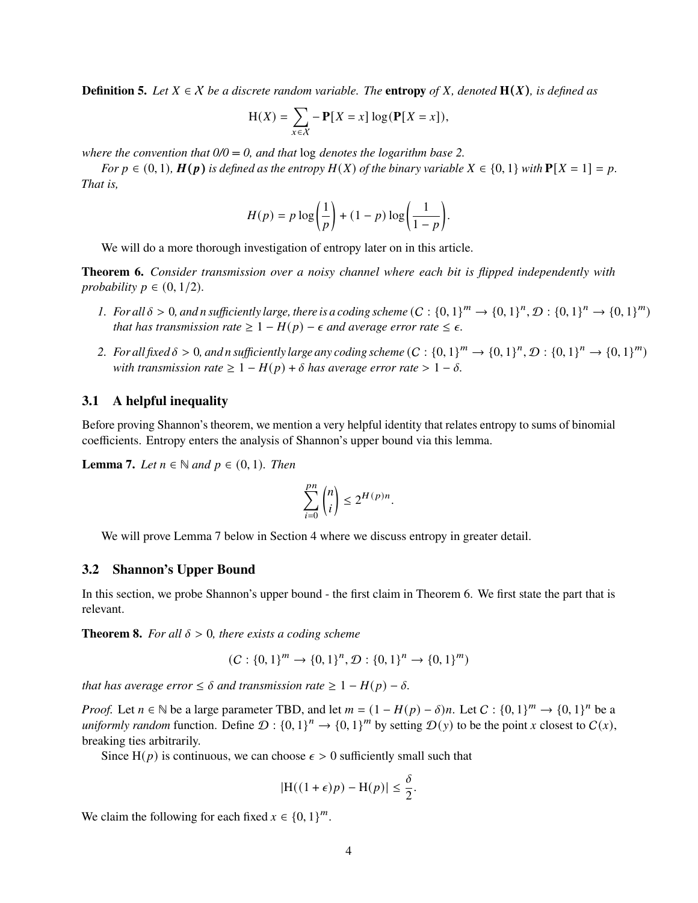**Definition 5.** *Let $X \in \mathcal{X}$ be a discrete random variable. The* **entropy** *of $X$, denoted* $\mathbf{H(X)}$*, is defined as*

$$\mathrm{H}(X) = \sum_{x \in \mathcal{X}} -\mathbf{P}[X = x] \log(\mathbf{P}[X = x]),$$

*where the convention that 0/0 = 0, and that* log *denotes the logarithm base 2.*

*For $p \in (0, 1)$, $\boldsymbol{H(p)}$ is defined as the entropy $H(X)$ of the binary variable $X \in \{0, 1\}$ with $\mathbf{P}[X = 1] = p$. That is,*

$$H(p) = p \log\left(\frac{1}{p}\right) + (1 - p) \log\left(\frac{1}{1 - p}\right).$$

We will do a more thorough investigation of entropy later on in this article.

**Theorem 6.** *Consider transmission over a noisy channel where each bit is flipped independently with probability $p \in (0, 1/2)$.*

1. *For all $\delta > 0$, and $n$ sufficiently large, there is a coding scheme ($\mathcal{C} : \{0, 1\}^m \to \{0, 1\}^n, \mathcal{D} : \{0, 1\}^n \to \{0, 1\}^m$) that has transmission rate $\geq 1 - H(p) - \epsilon$ and average error rate $\leq \epsilon$.*
2. *For all fixed $\delta > 0$, and $n$ sufficiently large any coding scheme ($\mathcal{C} : \{0, 1\}^m \to \{0, 1\}^n, \mathcal{D} : \{0, 1\}^n \to \{0, 1\}^m$) with transmission rate $\geq 1 - H(p) + \delta$ has average error rate $> 1 - \delta$.*

## 3.1 A helpful inequality

Before proving Shannon's theorem, we mention a very helpful identity that relates entropy to sums of binomial coefficients. Entropy enters the analysis of Shannon's upper bound via this lemma.

**Lemma 7.** *Let $n \in \mathbb{N}$ and $p \in (0, 1)$. Then*

$$\sum_{i=0}^{pn} \binom{n}{i} \leq 2^{H(p)n}.$$

We will prove Lemma 7 below in Section 4 where we discuss entropy in greater detail.

## 3.2 Shannon's Upper Bound

In this section, we probe Shannon's upper bound - the first claim in Theorem 6. We first state the part that is relevant.

**Theorem 8.** *For all $\delta > 0$, there exists a coding scheme*

$$(\mathcal{C} : \{0, 1\}^m \to \{0, 1\}^n, \mathcal{D} : \{0, 1\}^n \to \{0, 1\}^m)$$

*that has average error $\leq \delta$ and transmission rate $\geq 1 - H(p) - \delta$.*

*Proof.* Let $n \in \mathbb{N}$ be a large parameter TBD, and let $m = (1 - H(p) - \delta)n$. Let $\mathcal{C} : \{0, 1\}^m \to \{0, 1\}^n$ be a *uniformly random* function. Define $\mathcal{D} : \{0, 1\}^n \to \{0, 1\}^m$ by setting $\mathcal{D}(y)$ to be the point $x$ closest to $\mathcal{C}(x)$, breaking ties arbitrarily.

Since $\mathrm{H}(p)$ is continuous, we can choose $\epsilon > 0$ sufficiently small such that

$$|\mathrm{H}((1 + \epsilon)p) - \mathrm{H}(p)| \leq \frac{\delta}{2}.$$

We claim the following for each fixed $x \in \{0, 1\}^m$.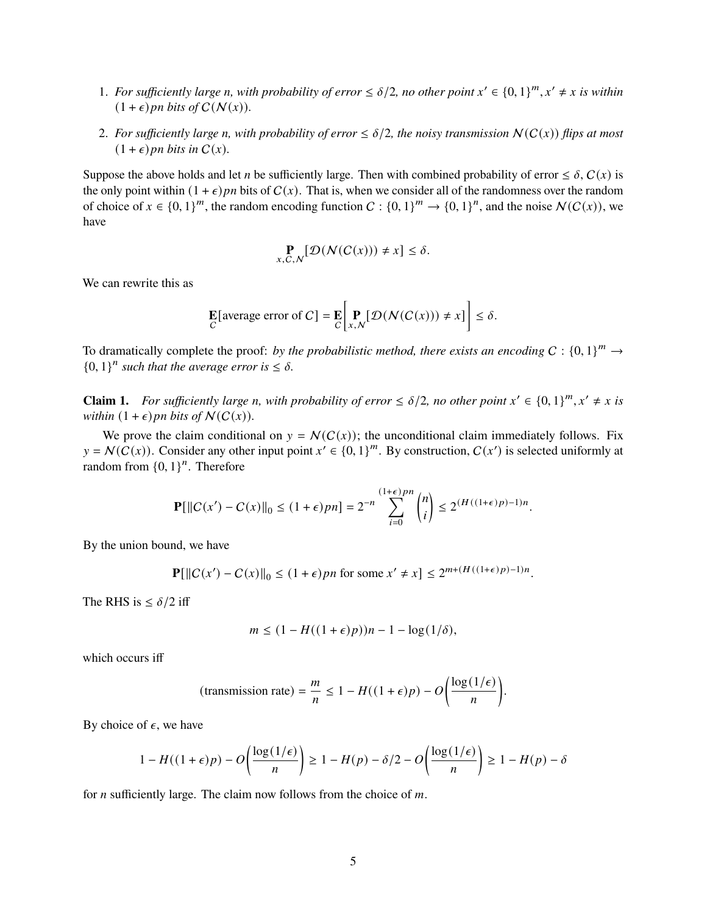1. *For sufficiently large n, with probability of error $\leq \delta/2$, no other point $x' \in \{0,1\}^m, x' \neq x$ is within $(1+\epsilon)pn$ bits of $C(\mathcal{N}(x))$.*
2. *For sufficiently large n, with probability of error $\leq \delta/2$, the noisy transmission $\mathcal{N}(C(x))$ flips at most $(1+\epsilon)pn$ bits in $C(x)$.*

Suppose the above holds and let $n$ be sufficiently large. Then with combined probability of error $\leq \delta$, $C(x)$ is the only point within $(1+\epsilon)pn$ bits of $C(x)$. That is, when we consider all of the randomness over the random of choice of $x \in \{0,1\}^m$, the random encoding function $C : \{0,1\}^m \to \{0,1\}^n$, and the noise $\mathcal{N}(C(x))$, we have

$$\mathop{\mathbf{P}}_{x,C,\mathcal{N}}[\mathcal{D}(\mathcal{N}(C(x))) \neq x] \leq \delta.$$

We can rewrite this as

$$\mathop{\mathbf{E}}_{C}[\text{average error of } C] = \mathop{\mathbf{E}}_{C}\left[\mathop{\mathbf{P}}_{x,\mathcal{N}}[\mathcal{D}(\mathcal{N}(C(x))) \neq x]\right] \leq \delta.$$

To dramatically complete the proof: *by the probabilistic method, there exists an encoding $C : \{0,1\}^m \to \{0,1\}^n$ such that the average error is $\leq \delta$.*

**Claim 1.** *For sufficiently large n, with probability of error $\leq \delta/2$, no other point $x' \in \{0,1\}^m, x' \neq x$ is within $(1+\epsilon)pn$ bits of $\mathcal{N}(C(x))$.*

We prove the claim conditional on $y = \mathcal{N}(C(x))$; the unconditional claim immediately follows. Fix $y = \mathcal{N}(C(x))$. Consider any other input point $x' \in \{0,1\}^m$. By construction, $C(x')$ is selected uniformly at random from $\{0,1\}^n$. Therefore

$$\mathbf{P}[\|C(x') - C(x)\|_0 \leq (1+\epsilon)pn] = 2^{-n} \sum_{i=0}^{(1+\epsilon)pn} \binom{n}{i} \leq 2^{(H((1+\epsilon)p)-1)n}.$$

By the union bound, we have

$$\mathbf{P}[\|C(x') - C(x)\|_0 \leq (1+\epsilon)pn \text{ for some } x' \neq x] \leq 2^{m+(H((1+\epsilon)p)-1)n}.$$

The RHS is $\leq \delta/2$ iff

$$m \leq (1 - H((1+\epsilon)p))n - 1 - \log(1/\delta),$$

which occurs iff

$$(\text{transmission rate}) = \frac{m}{n} \leq 1 - H((1+\epsilon)p) - O\left(\frac{\log(1/\epsilon)}{n}\right).$$

By choice of $\epsilon$, we have

$$1 - H((1+\epsilon)p) - O\left(\frac{\log(1/\epsilon)}{n}\right) \geq 1 - H(p) - \delta/2 - O\left(\frac{\log(1/\epsilon)}{n}\right) \geq 1 - H(p) - \delta$$

for $n$ sufficiently large. The claim now follows from the choice of $m$.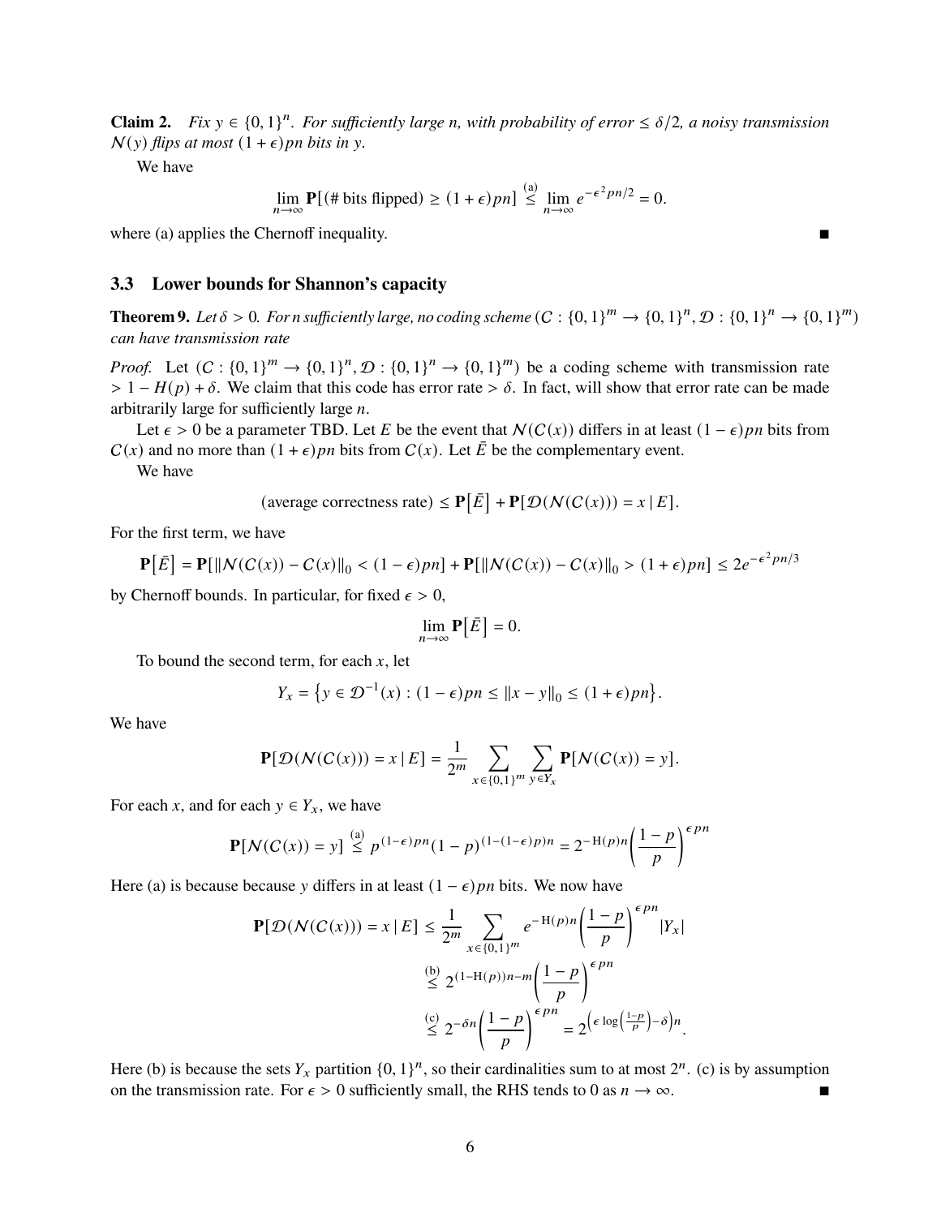**Claim 2.** *Fix $y \in \{0,1\}^n$. For sufficiently large n, with probability of error $\leq \delta/2$, a noisy transmission $\mathcal{N}(y)$ flips at most $(1+\epsilon)pn$ bits in y.*

We have

$$\lim_{n\to\infty} \mathbf{P}[(\#\text{ bits flipped}) \geq (1+\epsilon)pn] \overset{\text{(a)}}{\leq} \lim_{n\to\infty} e^{-\epsilon^2 pn/2} = 0.$$

where (a) applies the Chernoff inequality. ∎

### 3.3 Lower bounds for Shannon's capacity

**Theorem 9.** *Let $\delta > 0$. For n sufficiently large, no coding scheme ($\mathcal{C} : \{0,1\}^m \to \{0,1\}^n, \mathcal{D} : \{0,1\}^n \to \{0,1\}^m$) can have transmission rate*

*Proof.* Let ($\mathcal{C} : \{0,1\}^m \to \{0,1\}^n, \mathcal{D} : \{0,1\}^n \to \{0,1\}^m$) be a coding scheme with transmission rate $> 1 - H(p) + \delta$. We claim that this code has error rate $> \delta$. In fact, will show that error rate can be made arbitrarily large for sufficiently large $n$.

Let $\epsilon > 0$ be a parameter TBD. Let $E$ be the event that $\mathcal{N}(\mathcal{C}(x))$ differs in at least $(1-\epsilon)pn$ bits from $\mathcal{C}(x)$ and no more than $(1+\epsilon)pn$ bits from $\mathcal{C}(x)$. Let $\bar{E}$ be the complementary event.

We have

$$(\text{average correctness rate}) \leq \mathbf{P}\big[\bar{E}\big] + \mathbf{P}[\mathcal{D}(\mathcal{N}(\mathcal{C}(x))) = x \mid E].$$

For the first term, we have

$$\mathbf{P}\big[\bar{E}\big] = \mathbf{P}[\|\mathcal{N}(\mathcal{C}(x)) - \mathcal{C}(x)\|_0 < (1-\epsilon)pn] + \mathbf{P}[\|\mathcal{N}(\mathcal{C}(x)) - \mathcal{C}(x)\|_0 > (1+\epsilon)pn] \leq 2e^{-\epsilon^2 pn/3}$$

by Chernoff bounds. In particular, for fixed $\epsilon > 0$,

$$\lim_{n\to\infty} \mathbf{P}\big[\bar{E}\big] = 0.$$

To bound the second term, for each $x$, let

$$Y_x = \big\{y \in \mathcal{D}^{-1}(x) : (1-\epsilon)pn \leq \|x-y\|_0 \leq (1+\epsilon)pn\big\}.$$

We have

$$\mathbf{P}[\mathcal{D}(\mathcal{N}(\mathcal{C}(x))) = x \mid E] = \frac{1}{2^m} \sum_{x\in\{0,1\}^m} \sum_{y \in Y_x} \mathbf{P}[\mathcal{N}(\mathcal{C}(x)) = y].$$

For each $x$, and for each $y \in Y_x$, we have

$$\mathbf{P}[\mathcal{N}(\mathcal{C}(x)) = y] \overset{\text{(a)}}{\leq} p^{(1-\epsilon)pn}(1-p)^{(1-(1-\epsilon)p)n} = 2^{-\mathrm{H}(p)n}\left(\frac{1-p}{p}\right)^{\epsilon pn}$$

Here (a) is because because $y$ differs in at least $(1-\epsilon)pn$ bits. We now have

$$\begin{aligned}
\mathbf{P}[\mathcal{D}(\mathcal{N}(\mathcal{C}(x))) = x \mid E] &\leq \frac{1}{2^m} \sum_{x\in\{0,1\}^m} e^{-\mathrm{H}(p)n}\left(\frac{1-p}{p}\right)^{\epsilon pn} |Y_x| \\
&\overset{\text{(b)}}{\leq} 2^{(1-\mathrm{H}(p))n-m}\left(\frac{1-p}{p}\right)^{\epsilon pn} \\
&\overset{\text{(c)}}{\leq} 2^{-\delta n}\left(\frac{1-p}{p}\right)^{\epsilon pn} = 2^{\left(\epsilon \log\left(\frac{1-p}{p}\right) - \delta\right)n}.
\end{aligned}$$

Here (b) is because the sets $Y_x$ partition $\{0,1\}^n$, so their cardinalities sum to at most $2^n$. (c) is by assumption on the transmission rate. For $\epsilon > 0$ sufficiently small, the RHS tends to 0 as $n \to \infty$. ∎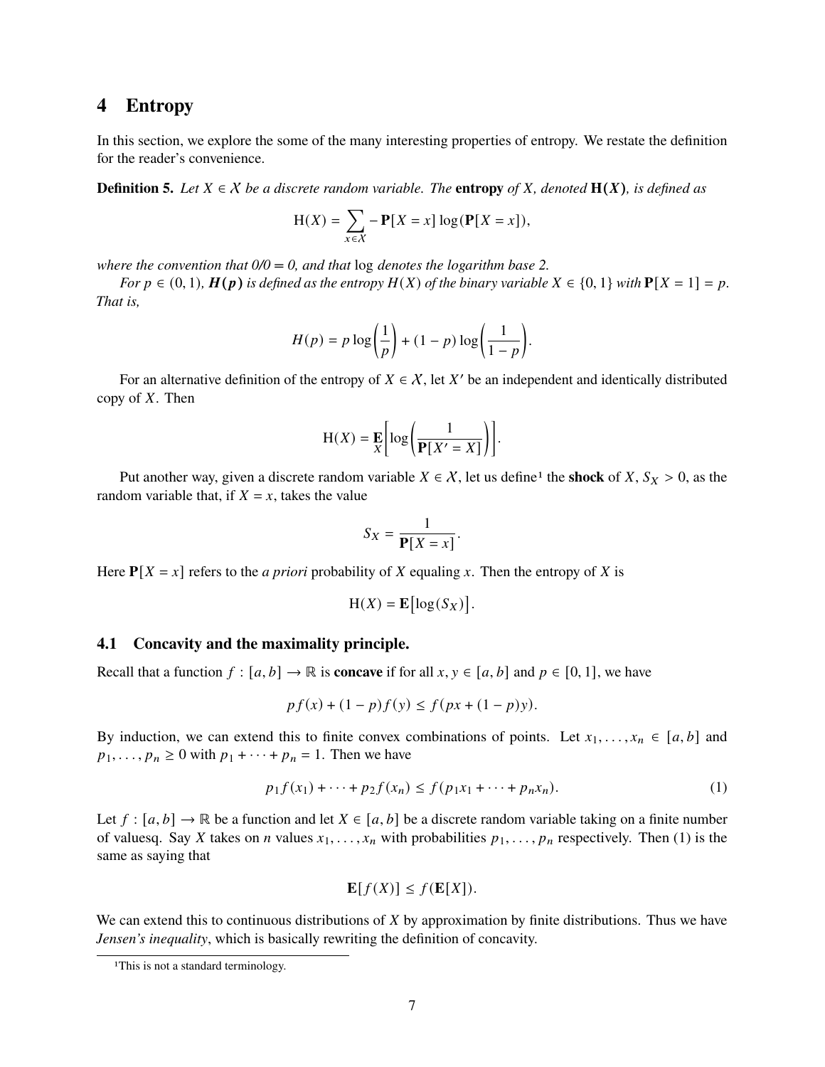## 4 Entropy

In this section, we explore the some of the many interesting properties of entropy. We restate the definition for the reader's convenience.

**Definition 5.** *Let $X \in \mathcal{X}$ be a discrete random variable. The* **entropy** *of $X$, denoted* $\mathbf{H(X)}$*, is defined as*

$$\mathrm{H}(X) = \sum_{x \in \mathcal{X}} -\mathbf{P}[X = x] \log(\mathbf{P}[X = x]),$$

*where the convention that 0/0 = 0, and that* log *denotes the logarithm base 2.*

*For $p \in (0, 1)$, $\boldsymbol{H(p)}$ is defined as the entropy $H(X)$ of the binary variable $X \in \{0, 1\}$ with $\mathbf{P}[X = 1] = p$. That is,*

$$H(p) = p \log\left(\frac{1}{p}\right) + (1 - p) \log\left(\frac{1}{1 - p}\right).$$

For an alternative definition of the entropy of $X \in \mathcal{X}$, let $X'$ be an independent and identically distributed copy of $X$. Then

$$\mathrm{H}(X) = \mathop{\mathbf{E}}_{X}\left[\log\left(\frac{1}{\mathbf{P}[X' = X]}\right)\right].$$

Put another way, given a discrete random variable $X \in \mathcal{X}$, let us define[1] the **shock** of $X$, $S_X > 0$, as the random variable that, if $X = x$, takes the value

$$S_X = \frac{1}{\mathbf{P}[X = x]}.$$

Here $\mathbf{P}[X = x]$ refers to the *a priori* probability of $X$ equaling $x$. Then the entropy of $X$ is

$$\mathrm{H}(X) = \mathbf{E}\big[\log(S_X)\big].$$

### 4.1 Concavity and the maximality principle.

Recall that a function $f : [a, b] \to \mathbb{R}$ is **concave** if for all $x, y \in [a, b]$ and $p \in [0, 1]$, we have

$$p f(x) + (1 - p) f(y) \leq f(px + (1 - p)y).$$

By induction, we can extend this to finite convex combinations of points. Let $x_1, \ldots, x_n \in [a, b]$ and $p_1, \ldots, p_n \geq 0$ with $p_1 + \cdots + p_n = 1$. Then we have

$$p_1 f(x_1) + \cdots + p_2 f(x_n) \leq f(p_1 x_1 + \cdots + p_n x_n). \tag{1}$$

Let $f : [a, b] \to \mathbb{R}$ be a function and let $X \in [a, b]$ be a discrete random variable taking on a finite number of valuesq. Say $X$ takes on $n$ values $x_1, \ldots, x_n$ with probabilities $p_1, \ldots, p_n$ respectively. Then (1) is the same as saying that

$$\mathbf{E}[f(X)] \leq f(\mathbf{E}[X]).$$

We can extend this to continuous distributions of $X$ by approximation by finite distributions. Thus we have *Jensen's inequality*, which is basically rewriting the definition of concavity.

[1] This is not a standard terminology.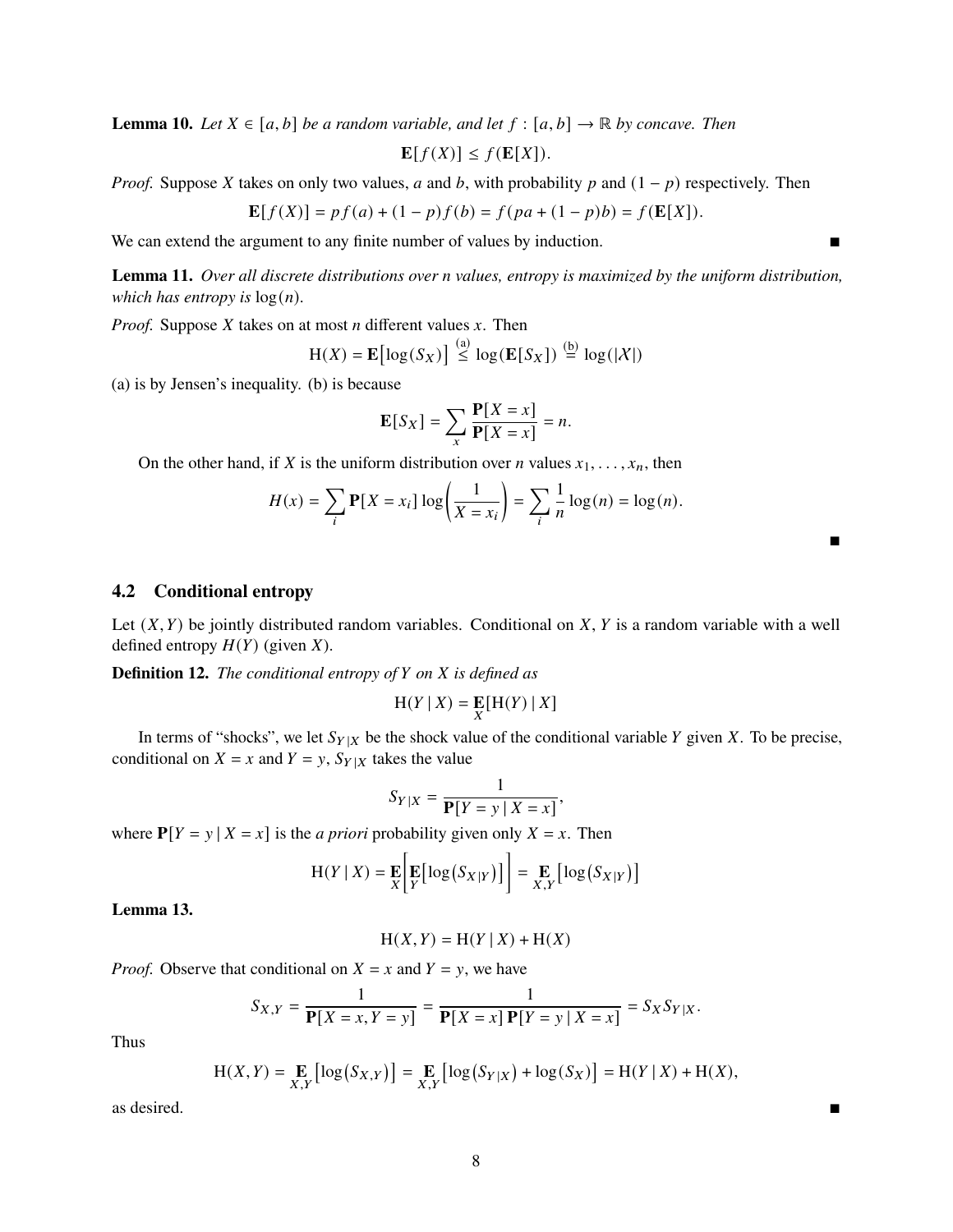**Lemma 10.** *Let $X \in [a, b]$ be a random variable, and let $f : [a, b] \to \mathbb{R}$ by concave. Then*

$$\mathbf{E}[f(X)] \leq f(\mathbf{E}[X]).$$

*Proof.* Suppose $X$ takes on only two values, $a$ and $b$, with probability $p$ and $(1 - p)$ respectively. Then

$$\mathbf{E}[f(X)] = pf(a) + (1 - p)f(b) = f(pa + (1 - p)b) = f(\mathbf{E}[X]).$$

We can extend the argument to any finite number of values by induction. ■

**Lemma 11.** *Over all discrete distributions over $n$ values, entropy is maximized by the uniform distribution, which has entropy is $\log(n)$.*

*Proof.* Suppose $X$ takes on at most $n$ different values $x$. Then

$$\mathrm{H}(X) = \mathbf{E}\big[\log(S_X)\big] \overset{(a)}{\leq} \log(\mathbf{E}[S_X]) \overset{(b)}{=} \log(|\mathcal{X}|)$$

(a) is by Jensen's inequality. (b) is because

$$\mathbf{E}[S_X] = \sum_x \frac{\mathbf{P}[X = x]}{\mathbf{P}[X = x]} = n.$$

On the other hand, if $X$ is the uniform distribution over $n$ values $x_1, \ldots, x_n$, then

$$H(x) = \sum_i \mathbf{P}[X = x_i] \log\left(\frac{1}{X = x_i}\right) = \sum_i \frac{1}{n} \log(n) = \log(n).$$

■

## 4.2 Conditional entropy

Let $(X, Y)$ be jointly distributed random variables. Conditional on $X$, $Y$ is a random variable with a well defined entropy $H(Y)$ (given $X$).

**Definition 12.** *The conditional entropy of $Y$ on $X$ is defined as*

$$\mathrm{H}(Y \mid X) = \mathop{\mathbf{E}}_X[\mathrm{H}(Y) \mid X]$$

In terms of "shocks", we let $S_{Y|X}$ be the shock value of the conditional variable $Y$ given $X$. To be precise, conditional on $X = x$ and $Y = y$, $S_{Y|X}$ takes the value

$$S_{Y|X} = \frac{1}{\mathbf{P}[Y = y \mid X = x]},$$

where $\mathbf{P}[Y = y \mid X = x]$ is the *a priori* probability given only $X = x$. Then

$$\mathrm{H}(Y \mid X) = \mathop{\mathbf{E}}_X\left[\mathop{\mathbf{E}}_Y\big[\log(S_{X|Y})\big]\right] = \mathop{\mathbf{E}}_{X,Y}\big[\log(S_{X|Y})\big]$$

**Lemma 13.**

$$\mathrm{H}(X, Y) = \mathrm{H}(Y \mid X) + \mathrm{H}(X)$$

*Proof.* Observe that conditional on $X = x$ and $Y = y$, we have

$$S_{X,Y} = \frac{1}{\mathbf{P}[X = x, Y = y]} = \frac{1}{\mathbf{P}[X = x]\,\mathbf{P}[Y = y \mid X = x]} = S_X S_{Y|X}.$$

Thus

$$\mathrm{H}(X, Y) = \mathop{\mathbf{E}}_{X,Y}\big[\log(S_{X,Y})\big] = \mathop{\mathbf{E}}_{X,Y}\big[\log(S_{Y|X}) + \log(S_X)\big] = \mathrm{H}(Y \mid X) + \mathrm{H}(X),$$

as desired. ■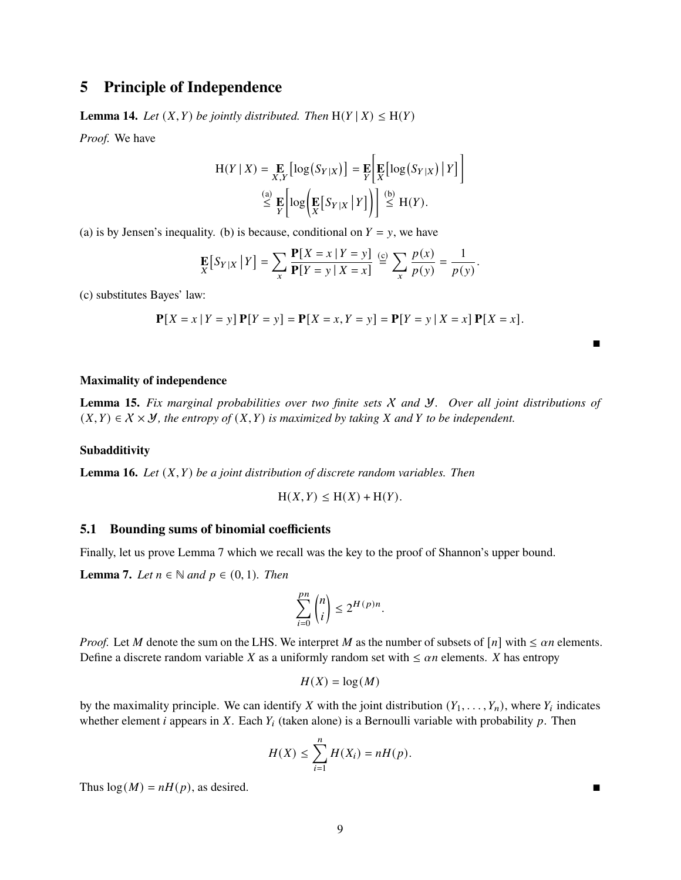# 5 Principle of Independence

**Lemma 14.** *Let $(X, Y)$ be jointly distributed. Then* $\mathrm{H}(Y \mid X) \leq \mathrm{H}(Y)$

*Proof.* We have

$$\mathrm{H}(Y \mid X) = \mathop{\mathbf{E}}_{X,Y}\left[\log\left(S_{Y|X}\right)\right] = \mathop{\mathbf{E}}_{Y}\left[\mathop{\mathbf{E}}_{X}\left[\log\left(S_{Y|X}\right) \,\middle|\, Y\right]\right]$$
$$\stackrel{(a)}{\leq} \mathop{\mathbf{E}}_{Y}\left[\log\left(\mathop{\mathbf{E}}_{X}\left[S_{Y|X} \,\middle|\, Y\right]\right)\right] \stackrel{(b)}{\leq} \mathrm{H}(Y).$$

(a) is by Jensen's inequality. (b) is because, conditional on $Y = y$, we have

$$\mathop{\mathbf{E}}_{X}\left[S_{Y|X} \,\middle|\, Y\right] = \sum_{x} \frac{\mathbf{P}[X = x \mid Y = y]}{\mathbf{P}[Y = y \mid X = x]} \stackrel{(c)}{=} \sum_{x} \frac{p(x)}{p(y)} = \frac{1}{p(y)}.$$

(c) substitutes Bayes' law:

$$\mathbf{P}[X = x \mid Y = y]\, \mathbf{P}[Y = y] = \mathbf{P}[X = x, Y = y] = \mathbf{P}[Y = y \mid X = x]\, \mathbf{P}[X = x].$$

∎

### Maximality of independence

**Lemma 15.** *Fix marginal probabilities over two finite sets $\mathcal{X}$ and $\mathcal{Y}$. Over all joint distributions of $(X, Y) \in \mathcal{X} \times \mathcal{Y}$, the entropy of $(X, Y)$ is maximized by taking $X$ and $Y$ to be independent.*

### Subadditivity

**Lemma 16.** *Let $(X, Y)$ be a joint distribution of discrete random variables. Then*

$$\mathrm{H}(X, Y) \leq \mathrm{H}(X) + \mathrm{H}(Y).$$

## 5.1 Bounding sums of binomial coefficients

Finally, let us prove Lemma 7 which we recall was the key to the proof of Shannon's upper bound.

**Lemma 7.** *Let $n \in \mathbb{N}$ and $p \in (0, 1)$. Then*

$$\sum_{i=0}^{pn} \binom{n}{i} \leq 2^{H(p)n}.$$

*Proof.* Let $M$ denote the sum on the LHS. We interpret $M$ as the number of subsets of $[n]$ with $\leq \alpha n$ elements. Define a discrete random variable $X$ as a uniformly random set with $\leq \alpha n$ elements. $X$ has entropy

$$H(X) = \log(M)$$

by the maximality principle. We can identify $X$ with the joint distribution $(Y_1, \ldots, Y_n)$, where $Y_i$ indicates whether element $i$ appears in $X$. Each $Y_i$ (taken alone) is a Bernoulli variable with probability $p$. Then

$$H(X) \leq \sum_{i=1}^{n} H(X_i) = nH(p).$$

Thus $\log(M) = nH(p)$, as desired. ∎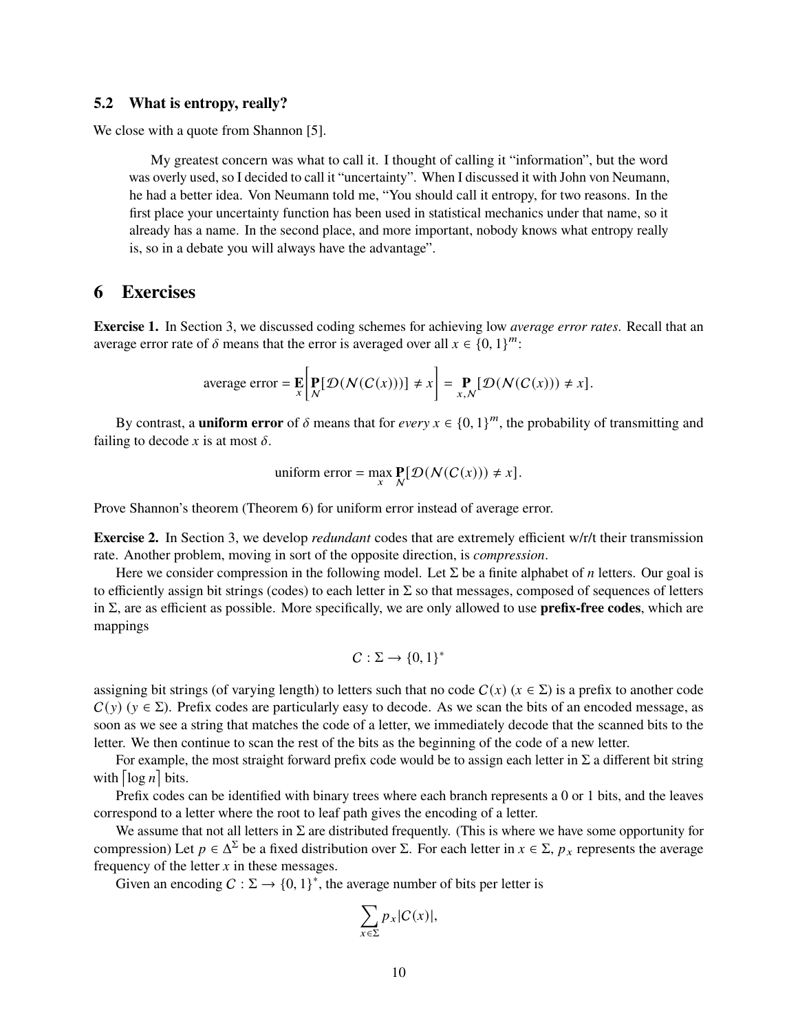### 5.2 What is entropy, really?

We close with a quote from Shannon [5].

> My greatest concern was what to call it. I thought of calling it "information", but the word was overly used, so I decided to call it "uncertainty". When I discussed it with John von Neumann, he had a better idea. Von Neumann told me, "You should call it entropy, for two reasons. In the first place your uncertainty function has been used in statistical mechanics under that name, so it already has a name. In the second place, and more important, nobody knows what entropy really is, so in a debate you will always have the advantage".

## 6 Exercises

**Exercise 1.** In Section 3, we discussed coding schemes for achieving low *average error rates*. Recall that an average error rate of $\delta$ means that the error is averaged over all $x \in \{0,1\}^m$:

$$\text{average error} = \mathop{\mathbf{E}}_{x}\left[\mathop{\mathbf{P}}_{\mathcal{N}}[\mathcal{D}(\mathcal{N}(C(x)))] \neq x\right] = \mathop{\mathbf{P}}_{x,\mathcal{N}}[\mathcal{D}(\mathcal{N}(C(x))) \neq x].$$

By contrast, a **uniform error** of $\delta$ means that for *every* $x \in \{0,1\}^m$, the probability of transmitting and failing to decode $x$ is at most $\delta$.

$$\text{uniform error} = \max_{x} \mathop{\mathbf{P}}_{\mathcal{N}}[\mathcal{D}(\mathcal{N}(C(x))) \neq x].$$

Prove Shannon's theorem (Theorem 6) for uniform error instead of average error.

**Exercise 2.** In Section 3, we develop *redundant* codes that are extremely efficient w/r/t their transmission rate. Another problem, moving in sort of the opposite direction, is *compression*.

Here we consider compression in the following model. Let $\Sigma$ be a finite alphabet of $n$ letters. Our goal is to efficiently assign bit strings (codes) to each letter in $\Sigma$ so that messages, composed of sequences of letters in $\Sigma$, are as efficient as possible. More specifically, we are only allowed to use **prefix-free codes**, which are mappings

$$C : \Sigma \to \{0,1\}^*$$

assigning bit strings (of varying length) to letters such that no code $C(x)$ ($x \in \Sigma$) is a prefix to another code $C(y)$ ($y \in \Sigma$). Prefix codes are particularly easy to decode. As we scan the bits of an encoded message, as soon as we see a string that matches the code of a letter, we immediately decode that the scanned bits to the letter. We then continue to scan the rest of the bits as the beginning of the code of a new letter.

For example, the most straight forward prefix code would be to assign each letter in $\Sigma$ a different bit string with $\lceil \log n \rceil$ bits.

Prefix codes can be identified with binary trees where each branch represents a 0 or 1 bits, and the leaves correspond to a letter where the root to leaf path gives the encoding of a letter.

We assume that not all letters in $\Sigma$ are distributed frequently. (This is where we have some opportunity for compression) Let $p \in \Delta^{\Sigma}$ be a fixed distribution over $\Sigma$. For each letter in $x \in \Sigma$, $p_x$ represents the average frequency of the letter $x$ in these messages.

Given an encoding $C : \Sigma \to \{0,1\}^*$, the average number of bits per letter is

$$\sum_{x \in \Sigma} p_x |C(x)|,$$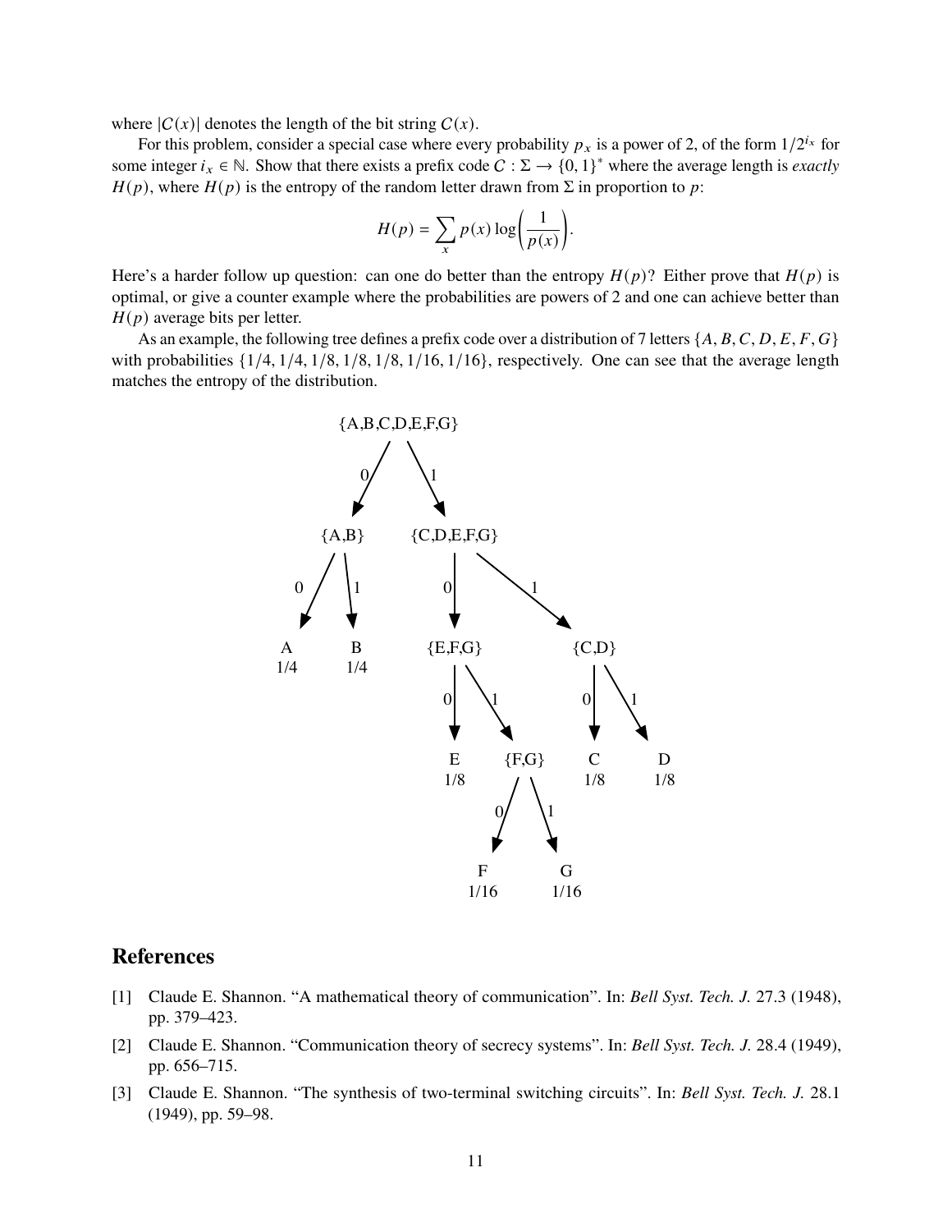where $|C(x)|$ denotes the length of the bit string $C(x)$.

For this problem, consider a special case where every probability $p_x$ is a power of 2, of the form $1/2^{i_x}$ for some integer $i_x \in \mathbb{N}$. Show that there exists a prefix code $C : \Sigma \to \{0,1\}^*$ where the average length is *exactly* $H(p)$, where $H(p)$ is the entropy of the random letter drawn from $\Sigma$ in proportion to $p$:

$$H(p) = \sum_x p(x) \log\left(\frac{1}{p(x)}\right).$$

Here's a harder follow up question: can one do better than the entropy $H(p)$? Either prove that $H(p)$ is optimal, or give a counter example where the probabilities are powers of 2 and one can achieve better than $H(p)$ average bits per letter.

As an example, the following tree defines a prefix code over a distribution of 7 letters $\{A, B, C, D, E, F, G\}$ with probabilities $\{1/4, 1/4, 1/8, 1/8, 1/8, 1/16, 1/16\}$, respectively. One can see that the average length matches the entropy of the distribution.

```
                {A,B,C,D,E,F,G}
                 0/         \1
              {A,B}        {C,D,E,F,G}
             0/   \1         0|      \1
             A     B       {E,F,G}    {C,D}
            1/4   1/4      0|   \1    0|   \1
                           E   {F,G}   C    D
                          1/8  0/ \1  1/8  1/8
                              F     G
                             1/16  1/16
```

## References

[1] Claude E. Shannon. "A mathematical theory of communication". In: *Bell Syst. Tech. J.* 27.3 (1948), pp. 379–423.

[2] Claude E. Shannon. "Communication theory of secrecy systems". In: *Bell Syst. Tech. J.* 28.4 (1949), pp. 656–715.

[3] Claude E. Shannon. "The synthesis of two-terminal switching circuits". In: *Bell Syst. Tech. J.* 28.1 (1949), pp. 59–98.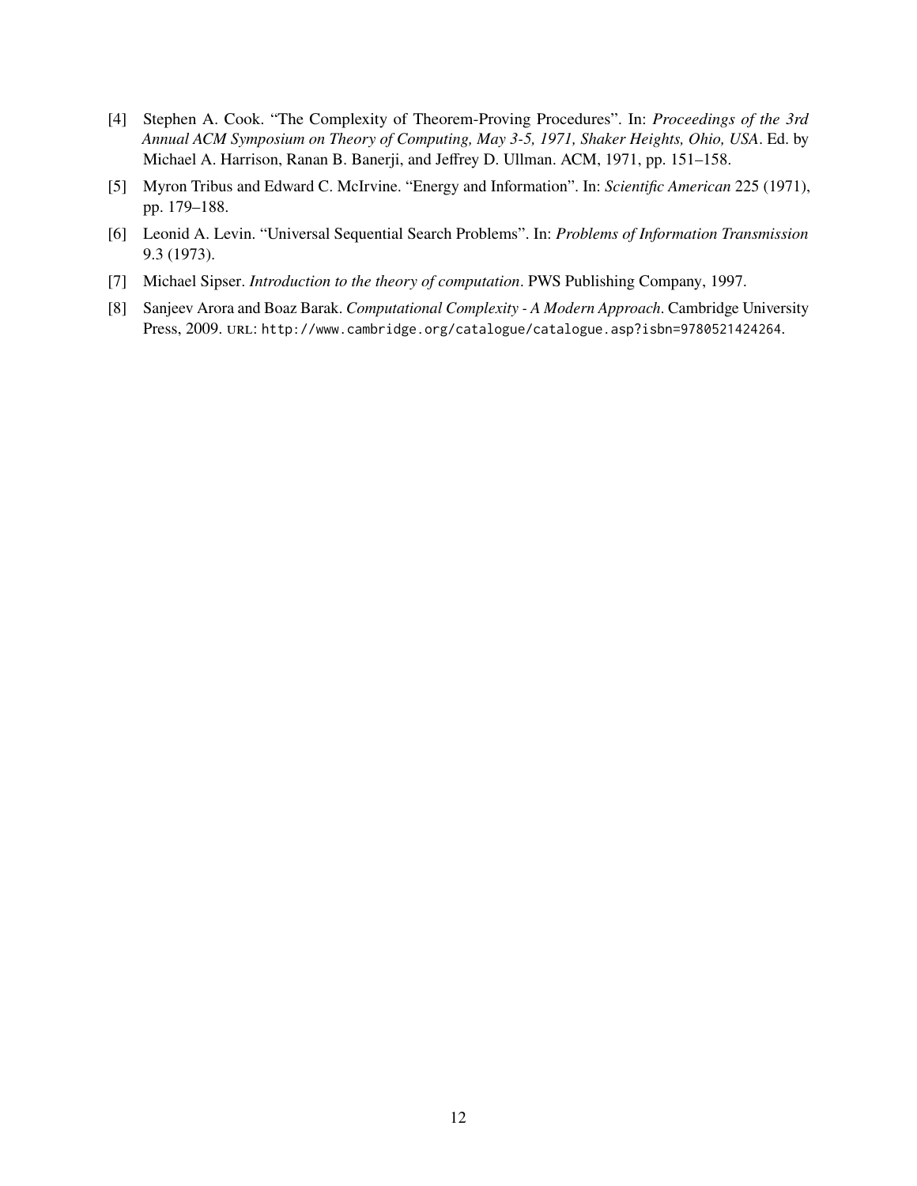[4] Stephen A. Cook. "The Complexity of Theorem-Proving Procedures". In: *Proceedings of the 3rd Annual ACM Symposium on Theory of Computing, May 3-5, 1971, Shaker Heights, Ohio, USA*. Ed. by Michael A. Harrison, Ranan B. Banerji, and Jeffrey D. Ullman. ACM, 1971, pp. 151–158.

[5] Myron Tribus and Edward C. McIrvine. "Energy and Information". In: *Scientific American* 225 (1971), pp. 179–188.

[6] Leonid A. Levin. "Universal Sequential Search Problems". In: *Problems of Information Transmission* 9.3 (1973).

[7] Michael Sipser. *Introduction to the theory of computation*. PWS Publishing Company, 1997.

[8] Sanjeev Arora and Boaz Barak. *Computational Complexity - A Modern Approach*. Cambridge University Press, 2009. URL: http://www.cambridge.org/catalogue/catalogue.asp?isbn=9780521424264.